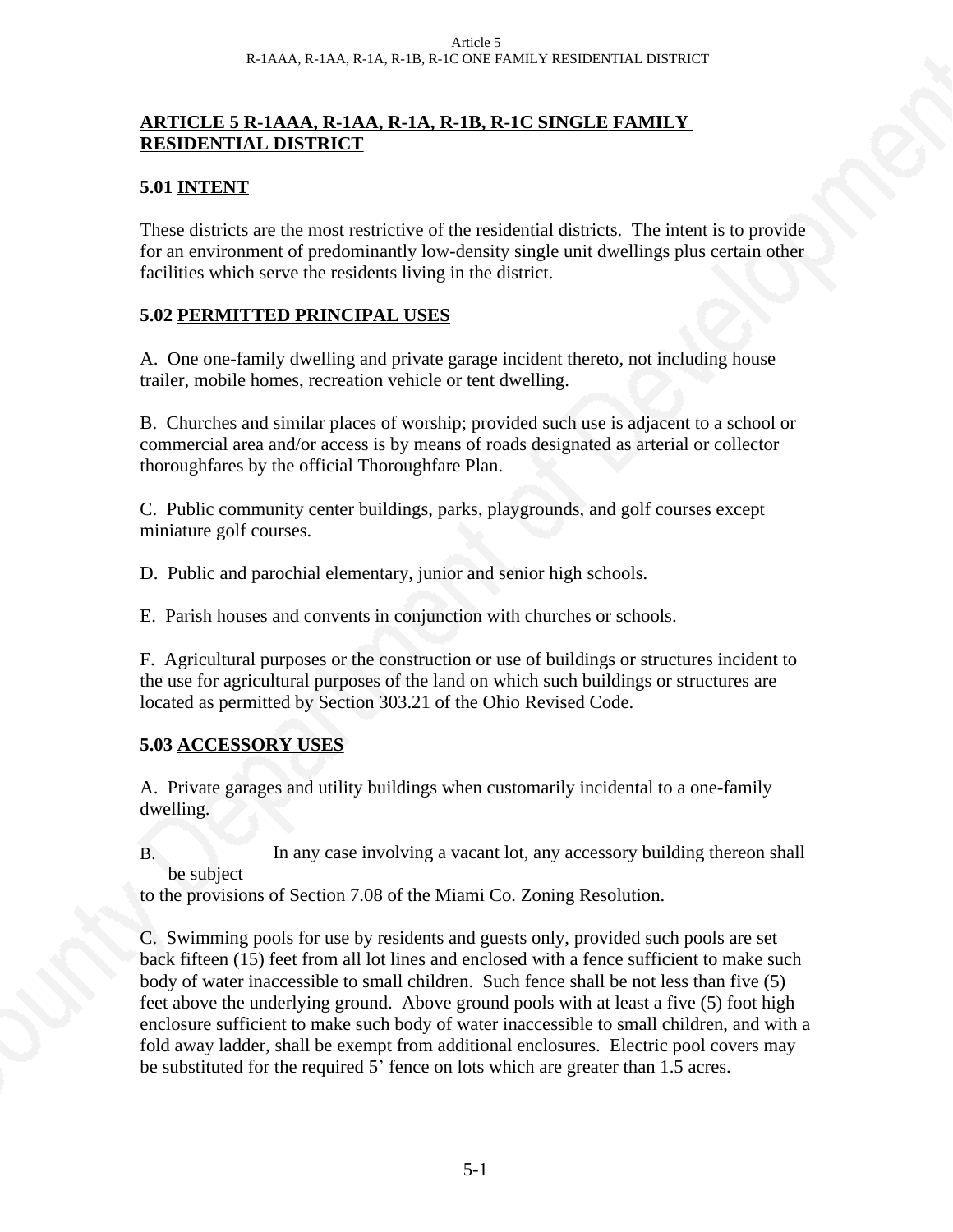# ARTICLE 5 R-1AAA, R-1AA, R-1A, R-1B, R-1C SINGLE FAMILY RESIDENTIAL DISTRICT

## 5.01 INTENT

These districts are the most restrictive of the residential districts. The intent is to provide for an environment of predominantly low-density single unit dwellings plus certain other facilities which serve the residents living in the district.

## 5.02 PERMITTED PRINCIPAL USES

A. One one-family dwelling and private garage incident thereto, not including house trailer, mobile homes, recreation vehicle or tent dwelling.

B. Churches and similar places of worship; provided such use is adjacent to a school or commercial area and/or access is by means of roads designated as arterial or collector thoroughfares by the official Thoroughfare Plan.

C. Public community center buildings, parks, playgrounds, and golf courses except miniature golf courses.

D. Public and parochial elementary, junior and senior high schools.

E. Parish houses and convents in conjunction with churches or schools.

F. Agricultural purposes or the construction or use of buildings or structures incident to the use for agricultural purposes of the land on which such buildings or structures are located as permitted by Section 303.21 of the Ohio Revised Code.

## 5.03 ACCESSORY USES

A. Private garages and utility buildings when customarily incidental to a one-family dwelling.

B. In any case involving a vacant lot, any accessory building thereon shall be subject to the provisions of Section 7.08 of the Miami Co. Zoning Resolution.

C. Swimming pools for use by residents and guests only, provided such pools are set back fifteen (15) feet from all lot lines and enclosed with a fence sufficient to make such body of water inaccessible to small children. Such fence shall be not less than five (5) feet above the underlying ground. Above ground pools with at least a five (5) foot high enclosure sufficient to make such body of water inaccessible to small children, and with a fold away ladder, shall be exempt from additional enclosures. Electric pool covers may be substituted for the required 5' fence on lots which are greater than 1.5 acres.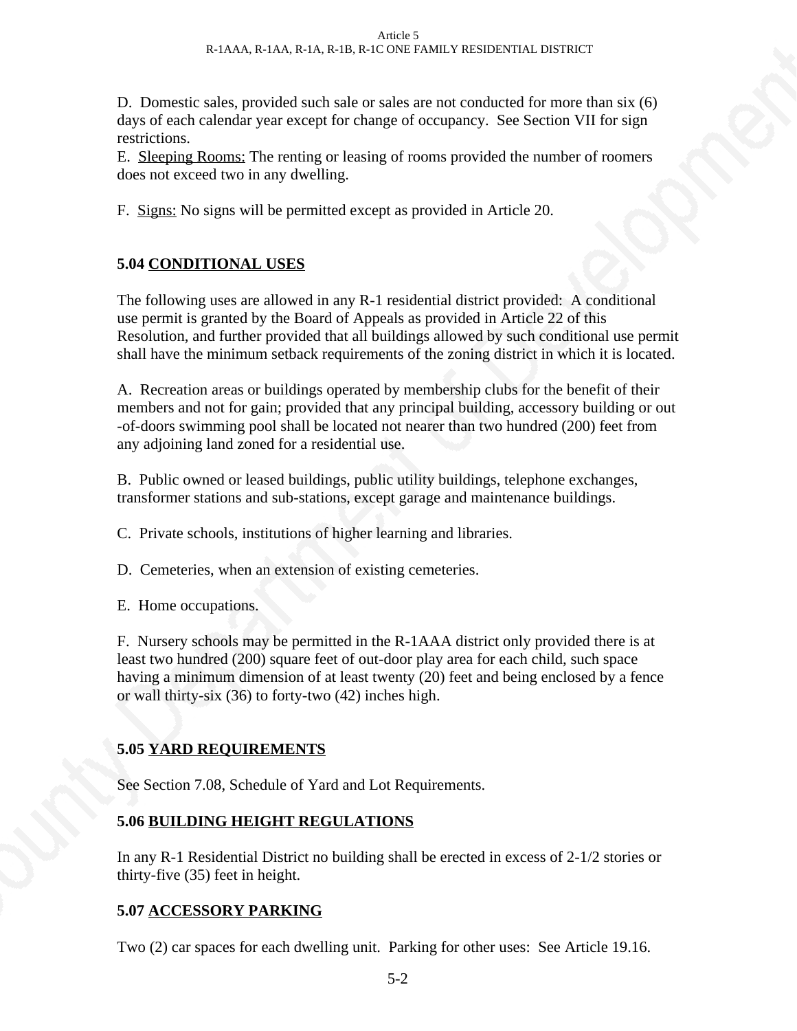D. Domestic sales, provided such sale or sales are not conducted for more than six (6) days of each calendar year except for change of occupancy. See Section VII for sign restrictions.

E. Sleeping Rooms: The renting or leasing of rooms provided the number of roomers does not exceed two in any dwelling.

F. Signs: No signs will be permitted except as provided in Article 20.

### 5.04 CONDITIONAL USES

The following uses are allowed in any R-1 residential district provided: A conditional use permit is granted by the Board of Appeals as provided in Article 22 of this Resolution, and further provided that all buildings allowed by such conditional use permit shall have the minimum setback requirements of the zoning district in which it is located.

A. Recreation areas or buildings operated by membership clubs for the benefit of their members and not for gain; provided that any principal building, accessory building or out -of-doors swimming pool shall be located not nearer than two hundred (200) feet from any adjoining land zoned for a residential use.

B. Public owned or leased buildings, public utility buildings, telephone exchanges, transformer stations and sub-stations, except garage and maintenance buildings.

C. Private schools, institutions of higher learning and libraries.

D. Cemeteries, when an extension of existing cemeteries.

E. Home occupations.

F. Nursery schools may be permitted in the R-1AAA district only provided there is at least two hundred (200) square feet of out-door play area for each child, such space having a minimum dimension of at least twenty (20) feet and being enclosed by a fence or wall thirty-six (36) to forty-two (42) inches high.

### 5.05 YARD REQUIREMENTS

See Section 7.08, Schedule of Yard and Lot Requirements.

### 5.06 BUILDING HEIGHT REGULATIONS

In any R-1 Residential District no building shall be erected in excess of 2-1/2 stories or thirty-five (35) feet in height.

### 5.07 ACCESSORY PARKING

Two (2) car spaces for each dwelling unit. Parking for other uses: See Article 19.16.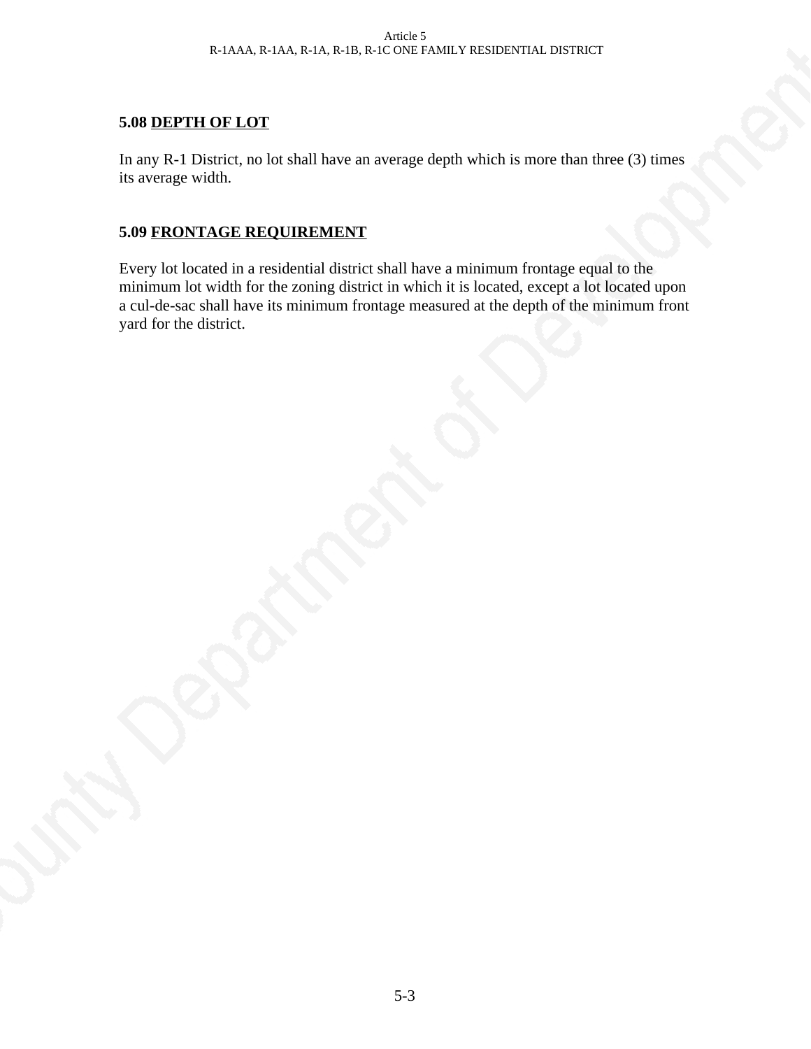### 5.08 <u>DEPTH OF LOT</u>

In any R-1 District, no lot shall have an average depth which is more than three (3) times its average width.

### 5.09 <u>FRONTAGE REQUIREMENT</u>

Every lot located in a residential district shall have a minimum frontage equal to the minimum lot width for the zoning district in which it is located, except a lot located upon a cul-de-sac shall have its minimum frontage measured at the depth of the minimum front yard for the district.